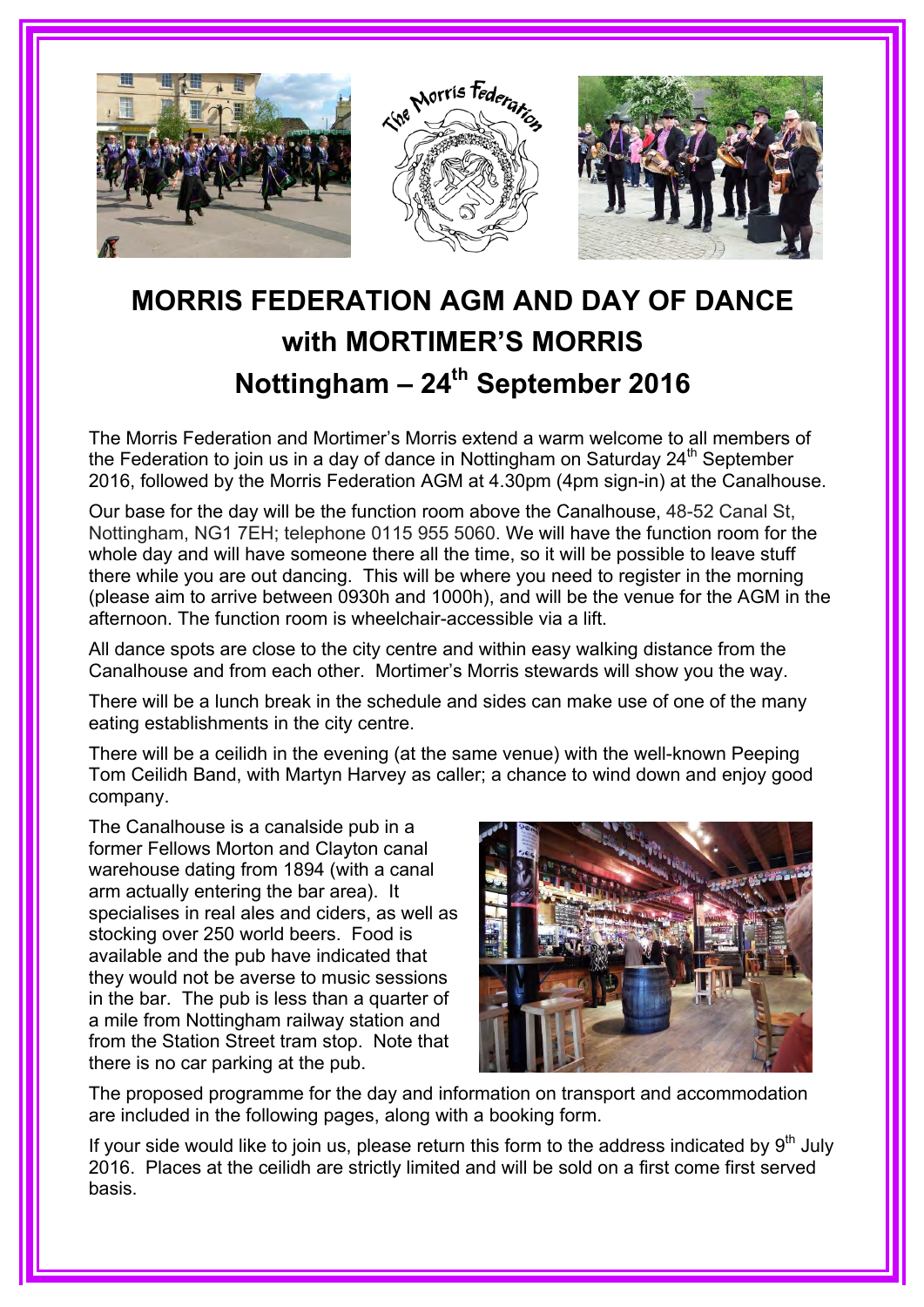# MORRIS FEDERATION AGM AND DAY OF DANCE with MORTIMER'S MORRIS Nottingham – 24th September 2016

The Morris Federation and Mortimer's Morris extend a warm welcome to all members of the Federation to join us in a day of dance in Nottingham on Saturday 24th September 2016, followed by the Morris Federation AGM at 4.30pm (4pm sign-in) at the Canalhouse.

Our base for the day will be the function room above the Canalhouse, 48-52 Canal St, Nottingham, NG1 7EH; telephone 0115 955 5060. We will have the function room for the whole day and will have someone there all the time, so it will be possible to leave stuff there while you are out dancing. This will be where you need to register in the morning (please aim to arrive between 0930h and 1000h), and will be the venue for the AGM in the afternoon. The function room is wheelchair-accessible via a lift.

All dance spots are close to the city centre and within easy walking distance from the Canalhouse and from each other. Mortimer's Morris stewards will show you the way.

There will be a lunch break in the schedule and sides can make use of one of the many eating establishments in the city centre.

There will be a ceilidh in the evening (at the same venue) with the well-known Peeping Tom Ceilidh Band, with Martyn Harvey as caller; a chance to wind down and enjoy good company.

The Canalhouse is a canalside pub in a former Fellows Morton and Clayton canal warehouse dating from 1894 (with a canal arm actually entering the bar area). It specialises in real ales and ciders, as well as stocking over 250 world beers. Food is available and the pub have indicated that they would not be averse to music sessions in the bar. The pub is less than a quarter of a mile from Nottingham railway station and from the Station Street tram stop. Note that there is no car parking at the pub.

The proposed programme for the day and information on transport and accommodation are included in the following pages, along with a booking form.

If your side would like to join us, please return this form to the address indicated by 9th July 2016. Places at the ceilidh are strictly limited and will be sold on a first come first served basis.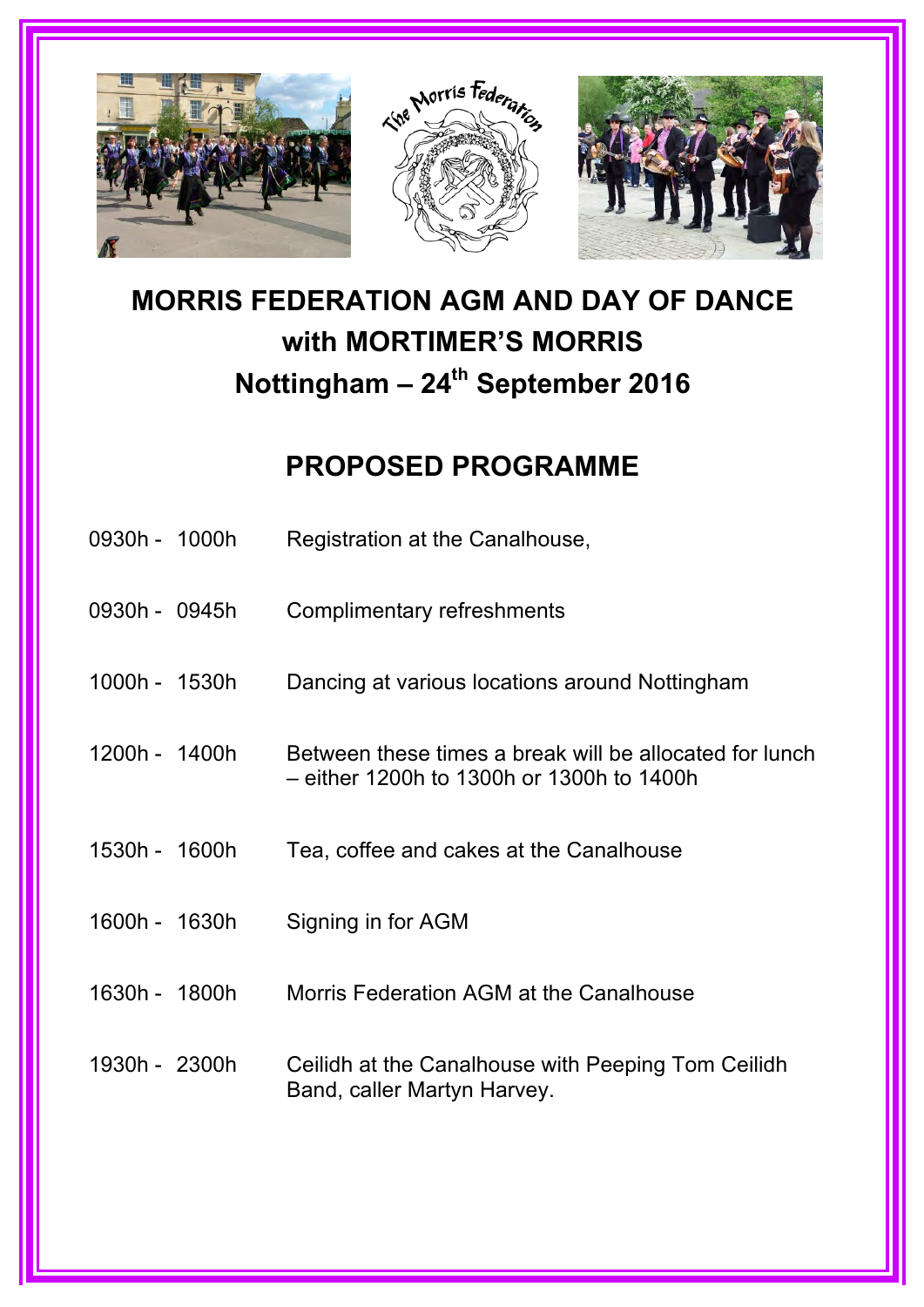# MORRIS FEDERATION AGM AND DAY OF DANCE with MORTIMER'S MORRIS Nottingham – 24th September 2016

## PROPOSED PROGRAMME

| Time | Event |
|---|---|
| 0930h - 1000h | Registration at the Canalhouse, |
| 0930h - 0945h | Complimentary refreshments |
| 1000h - 1530h | Dancing at various locations around Nottingham |
| 1200h - 1400h | Between these times a break will be allocated for lunch – either 1200h to 1300h or 1300h to 1400h |
| 1530h - 1600h | Tea, coffee and cakes at the Canalhouse |
| 1600h - 1630h | Signing in for AGM |
| 1630h - 1800h | Morris Federation AGM at the Canalhouse |
| 1930h - 2300h | Ceilidh at the Canalhouse with Peeping Tom Ceilidh Band, caller Martyn Harvey. |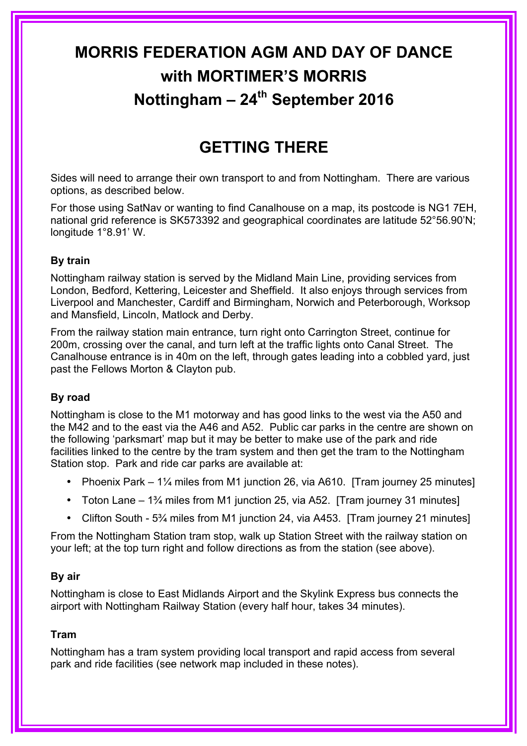# MORRIS FEDERATION AGM AND DAY OF DANCE with MORTIMER'S MORRIS Nottingham – 24th September 2016

## GETTING THERE

Sides will need to arrange their own transport to and from Nottingham. There are various options, as described below.

For those using SatNav or wanting to find Canalhouse on a map, its postcode is NG1 7EH, national grid reference is SK573392 and geographical coordinates are latitude 52°56.90'N; longitude 1°8.91' W.

### By train

Nottingham railway station is served by the Midland Main Line, providing services from London, Bedford, Kettering, Leicester and Sheffield. It also enjoys through services from Liverpool and Manchester, Cardiff and Birmingham, Norwich and Peterborough, Worksop and Mansfield, Lincoln, Matlock and Derby.

From the railway station main entrance, turn right onto Carrington Street, continue for 200m, crossing over the canal, and turn left at the traffic lights onto Canal Street. The Canalhouse entrance is in 40m on the left, through gates leading into a cobbled yard, just past the Fellows Morton & Clayton pub.

### By road

Nottingham is close to the M1 motorway and has good links to the west via the A50 and the M42 and to the east via the A46 and A52. Public car parks in the centre are shown on the following 'parksmart' map but it may be better to make use of the park and ride facilities linked to the centre by the tram system and then get the tram to the Nottingham Station stop. Park and ride car parks are available at:

- Phoenix Park – 1¼ miles from M1 junction 26, via A610. [Tram journey 25 minutes]
- Toton Lane – 1¾ miles from M1 junction 25, via A52. [Tram journey 31 minutes]
- Clifton South - 5¾ miles from M1 junction 24, via A453. [Tram journey 21 minutes]

From the Nottingham Station tram stop, walk up Station Street with the railway station on your left; at the top turn right and follow directions as from the station (see above).

### By air

Nottingham is close to East Midlands Airport and the Skylink Express bus connects the airport with Nottingham Railway Station (every half hour, takes 34 minutes).

### Tram

Nottingham has a tram system providing local transport and rapid access from several park and ride facilities (see network map included in these notes).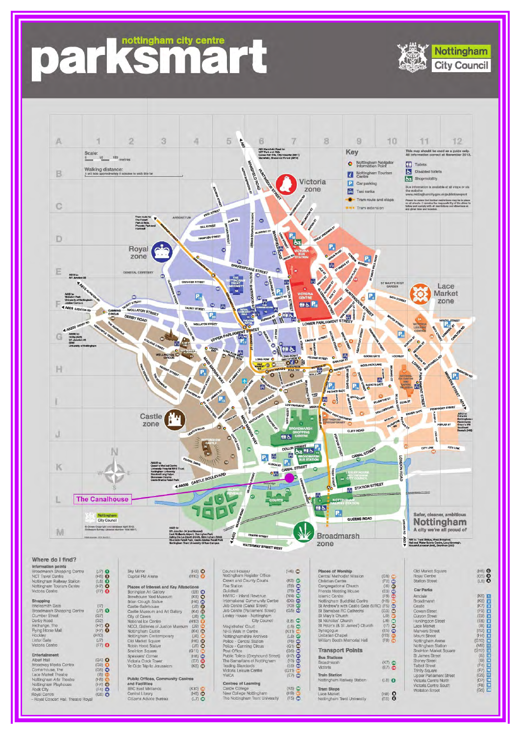# parksmart

nottingham city centre

Nottingham City Council

## Key

- Nottingham Navigator Information Point
- Nottingham Tourism Centre
- Car parking
- Taxi ranks
- Tram route and stops
- Tram extension
- Toilets
- Disabled toilets
- Shopmobility

This map should be used as a guide only. All information correct at November 2012.

Bus information is available at all stops or via the website: www.nottinghamcity.gov.uk/publictransport

Please be aware that some restrictions may be in place on all streets. It remains the responsibility of the driver to follow and comply with all restrictions and directions at any given time and location.

Victoria zone

Royal zone

Lace Market zone

Castle zone

Broadmarsh zone

The Canalhouse

Safer, cleaner, ambitious Nottingham. A city we're all proud of

## Where do I find?

### Information points

| Name | Grid | No. |
|---|---|---|
| Broadmarsh Shopping Centre | (J7) | 1 |
| NCT Travel Centre | (H5) | 2 |
| Nottingham Railway Station | (L8) | 3 |
| Nottingham Tourism Centre | (H7) | 4 |
| Victoria Centre | (F7) | 5 |

### Shopping

| Name | Grid | No. |
|---|---|---|
| Bridlesmith Gate | (I7) | |
| Broadmarsh Shopping Centre | (J7) | 1 |
| Clumber Street | (G7) | |
| Derby Road | (G2) | |
| Exchange, The | (H7) | 6 |
| Flying Horse Mall | (H7) | 7 |
| Hockley | (H10) | |
| Lister Gate | (J7) | |
| Victoria Centre | (F7) | 5 |

### Entertainment

| Name | Grid | No. |
|---|---|---|
| Albert Hall | (G4) | 8 |
| Broadway Media Centre | (G9) | 9 |
| Cornerhouse, The | (G6) | 10 |
| Lace Market Theatre | (I8) | 11 |
| Nottingham Arts Theatre | (H8) | 12 |
| Nottingham Playhouse | (H4) | 13 |
| Rock City | (F4) | 14 |
| Royal Centre | (G6) | 15 |
| - Royal Concert Hall, Theatre Royal | | |
| Sky Mirror | (H3) | 16 |
| Capital FM Arena | (H10) | 17 |

### Places of Interest and Key Attractions

| Name | Grid | No. |
|---|---|---|
| Bonington Art Gallery | (E5) | 18 |
| Brewhouse Yard Museum | (K5) | 19 |
| Brian Clough Statue | (H6) | 20 |
| Castle Gatehouse | (J5) | 21 |
| Castle Museum and Art Gallery | (K4) | 22 |
| City of Caves | (J7) | 23 |
| National Ice Centre | (H10) | 17 |
| NCCL Galleries of Justice Museum | (J9) | 24 |
| Nottingham Castle | (K4) | 25 |
| Nottingham Contemporary | (J8) | 26 |
| Old Market Square | (H6) | 27 |
| Robin Hood Statue | (J5) | 28 |
| Sneinton Square | (G11) | 29 |
| Speakers' Corner | (H6) | 30 |
| Victoria Clock Tower | (E7) | 31 |
| Ye Olde Trip to Jerusalem | (K5) | 32 |

### Public Offices, Community Centres and Facilities

| Name | Grid | No. |
|---|---|---|
| BBC East Midlands | (K10) | 33 |
| Central Library | (H5) | 34 |
| Citizens Advice Bureau | (L7) | 35 |
| Council House/ Nottingham Register Office | (H6) | 36 |
| Crown and County Courts | (K8) | 37 |
| Fire Station | (E6) | 38 |
| Guildhall | (F6) | 39 |
| HMRC - Inland Revenue | (M4) | 40 |
| International Community Centre | (D6) | 41 |
| Job Centre (Canal Street) | (K9) | 42 |
| Job Centre (Parliament Street) | (G5) | 43 |
| Loxley House - Nottingham City Council | (L8) | 44 |
| Magistrates' Court | (L5) | 45 |
| NHS Walk In Centre | (K11) | 46 |
| Nottinghamshire Archives | (L6) | 47 |
| Police - Central Station | (F6) | 48 |
| Police - Canning Circus | (G1) | 49 |
| Post Office | (G6) | 50 |
| Public Toilets (Greyhound Street) | (H7) | 51 |
| The Samaritans of Nottingham | (F3) | 52 |
| Trading Standards | (E6) | 53 |
| Victoria Leisure Centre | (G11) | 54 |
| YMCA | (E7) | 55 |

### Centres of Learning

| Name | Grid | No. |
|---|---|---|
| Castle College | (K6) | 56 |
| New College Nottingham | (H9) | 57 |
| The Nottingham Trent University | (F5) | 58 |

### Places of Worship

| Name | Grid | No. |
|---|---|---|
| Central Methodist Mission | (G8) | 59 |
| Christian Centre | (F2) | 60 |
| Congregational Church | (I8) | 61 |
| Friends Meeting House | (E3) | 62 |
| Islamic Centre | (F9) | 63 |
| Nottingham Buddhist Centre | (H8) | 64 |
| St Andrew's with Castle Gate (URC) | (F5) | 65 |
| St Barnabas RC Cathedral | (G3) | 66 |
| St Mary's Church | (J9) | 67 |
| St Nicholas' Church | (J6) | 68 |
| St Peter's (& St James') Church | (I7) | 69 |
| Synagogue | (E5) | 70 |
| Unitarian Chapel | (I10) | 71 |
| William Booth Memorial Hall | (F8) | 72 |

### Transport Points

#### Bus Stations

| Name | Grid | No. |
|---|---|---|
| Broadmarsh | (K7) | 73 |
| Victoria | (E7) | 74 |

#### Train Station

| Name | Grid | No. |
|---|---|---|
| Nottingham Railway Station | (L8) | 3 |

#### Tram Stops

| Name | Grid | No. |
|---|---|---|
| Lace Market | (H8) | A |
| Nottingham Trent University | (E5) | B |
| Old Market Square | (H6) | C |
| Royal Centre | (G5) | D |
| Station Street | (L8) | E |

### Car Parks

| Name | Grid | No. |
|---|---|---|
| Arndale | (K6) | 1 |
| Broadmarsh | (K8) | 2 |
| Castle | (K7) | 3 |
| Cowen Street | (F9) | 4 |
| Curzon Street | (E9) | 5 |
| Huntingdon Street | (E8) | 6 |
| Lace Market | (I8) | 7 |
| Manvers Street | (I12) | 8 |
| Mount Street | (H4) | 9 |
| Nottingham Arena | (G10) | 10 |
| Nottingham Station | (M8) | 11 |
| Sneinton Market Square | (G12) | 12 |
| St James Street | (I5) | 13 |
| Stoney Street | (I9) | 14 |
| Talbot Street | (F4) | 15 |
| Trinity Square | (F7) | 16 |
| Upper Parliament Street | (G5) | 17 |
| Victoria Centre North | (D7) | 18 |
| Victoria Centre South | (F8) | 19 |
| Wollaton Street | (G5) | 20 |

© Crown Copyright and database right 2012. Ordnance Survey Licence Number 100019317.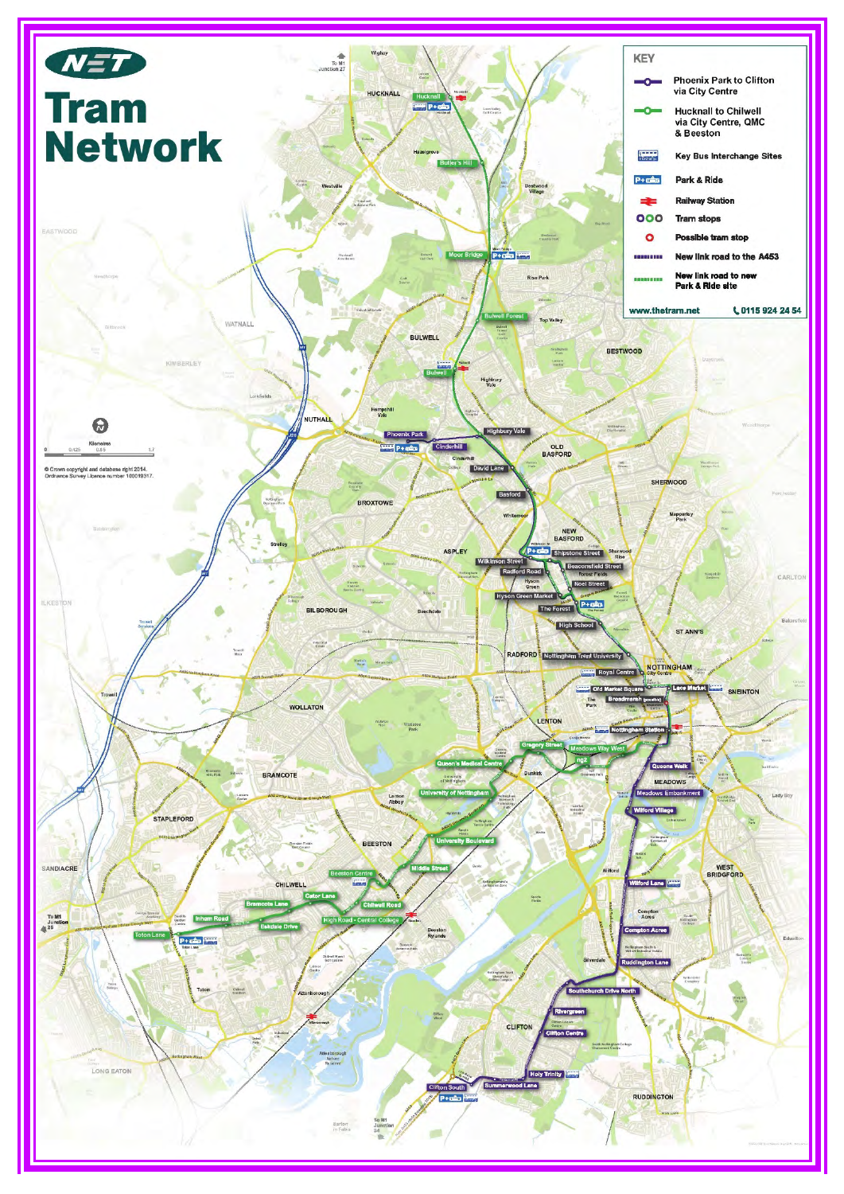# NET Tram Network

**KEY**

- Phoenix Park to Clifton via City Centre
- Hucknall to Chilwell via City Centre, QMC & Beeston
- Key Bus Interchange Sites
- Park & Ride
- Railway Station
- Tram stops
- Possible tram stop
- New link road to the A453
- New link road to new Park & Ride site

www.thetram.net  0115 924 24 54

© Crown copyright and database right 2014. Ordnance Survey Licence number 100019317.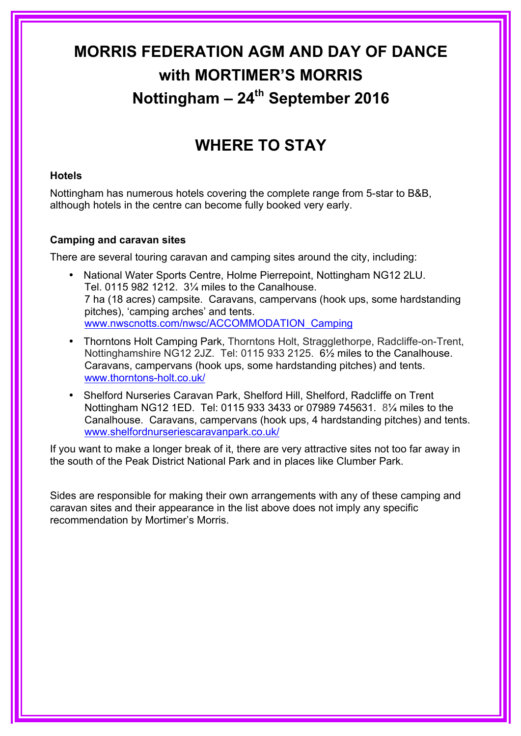# MORRIS FEDERATION AGM AND DAY OF DANCE with MORTIMER'S MORRIS Nottingham – 24th September 2016

## WHERE TO STAY

### Hotels

Nottingham has numerous hotels covering the complete range from 5-star to B&B, although hotels in the centre can become fully booked very early.

### Camping and caravan sites

There are several touring caravan and camping sites around the city, including:

- National Water Sports Centre, Holme Pierrepoint, Nottingham NG12 2LU. Tel. 0115 982 1212. 3¼ miles to the Canalhouse. 7 ha (18 acres) campsite. Caravans, campervans (hook ups, some hardstanding pitches), 'camping arches' and tents. www.nwscnotts.com/nwsc/ACCOMMODATION_Camping
- Thorntons Holt Camping Park, Thorntons Holt, Stragglethorpe, Radcliffe-on-Trent, Nottinghamshire NG12 2JZ. Tel: 0115 933 2125. 6½ miles to the Canalhouse. Caravans, campervans (hook ups, some hardstanding pitches) and tents. www.thorntons-holt.co.uk/
- Shelford Nurseries Caravan Park, Shelford Hill, Shelford, Radcliffe on Trent Nottingham NG12 1ED. Tel: 0115 933 3433 or 07989 745631. 8¼ miles to the Canalhouse. Caravans, campervans (hook ups, 4 hardstanding pitches) and tents. www.shelfordnurseriescaravanpark.co.uk/

If you want to make a longer break of it, there are very attractive sites not too far away in the south of the Peak District National Park and in places like Clumber Park.

Sides are responsible for making their own arrangements with any of these camping and caravan sites and their appearance in the list above does not imply any specific recommendation by Mortimer's Morris.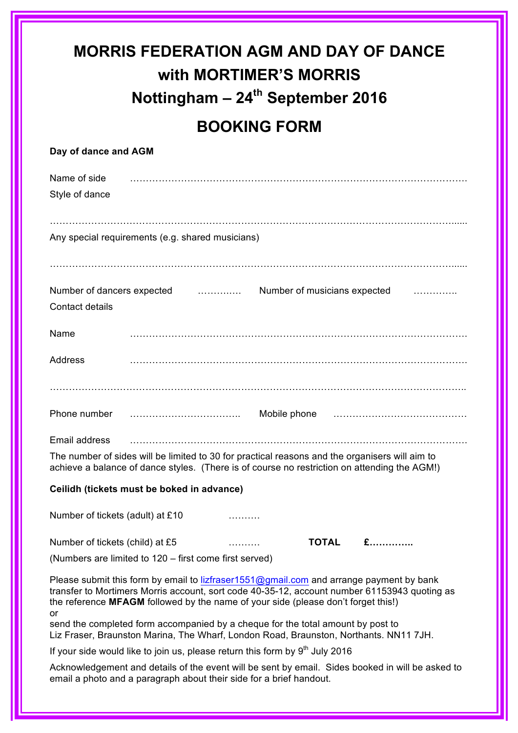# MORRIS FEDERATION AGM AND DAY OF DANCE with MORTIMER'S MORRIS Nottingham – 24th September 2016

# BOOKING FORM

**Day of dance and AGM**

Name of side ……………………………………………………………………………………………

Style of dance

……………………………………………………………………………………………………………

Any special requirements (e.g. shared musicians)

……………………………………………………………………………………………………………

Number of dancers expected ………….. Number of musicians expected …………..

Contact details

Name ……………………………………………………………………………………………

Address ……………………………………………………………………………………………

……………………………………………………………………………………………………………

Phone number …………………………… Mobile phone ……………………………………

Email address ……………………………………………………………………………………………

The number of sides will be limited to 30 for practical reasons and the organisers will aim to achieve a balance of dance styles. (There is of course no restriction on attending the AGM!)

**Ceilidh (tickets must be boked in advance)**

Number of tickets (adult) at £10 ……….

Number of tickets (child) at £5 ………. **TOTAL £…………..**

(Numbers are limited to 120 – first come first served)

Please submit this form by email to lizfraser1551@gmail.com and arrange payment by bank transfer to Mortimers Morris account, sort code 40-35-12, account number 61153943 quoting as the reference **MFAGM** followed by the name of your side (please don't forget this!)
or
send the completed form accompanied by a cheque for the total amount by post to
Liz Fraser, Braunston Marina, The Wharf, London Road, Braunston, Northants. NN11 7JH.

If your side would like to join us, please return this form by 9th July 2016

Acknowledgement and details of the event will be sent by email. Sides booked in will be asked to email a photo and a paragraph about their side for a brief handout.